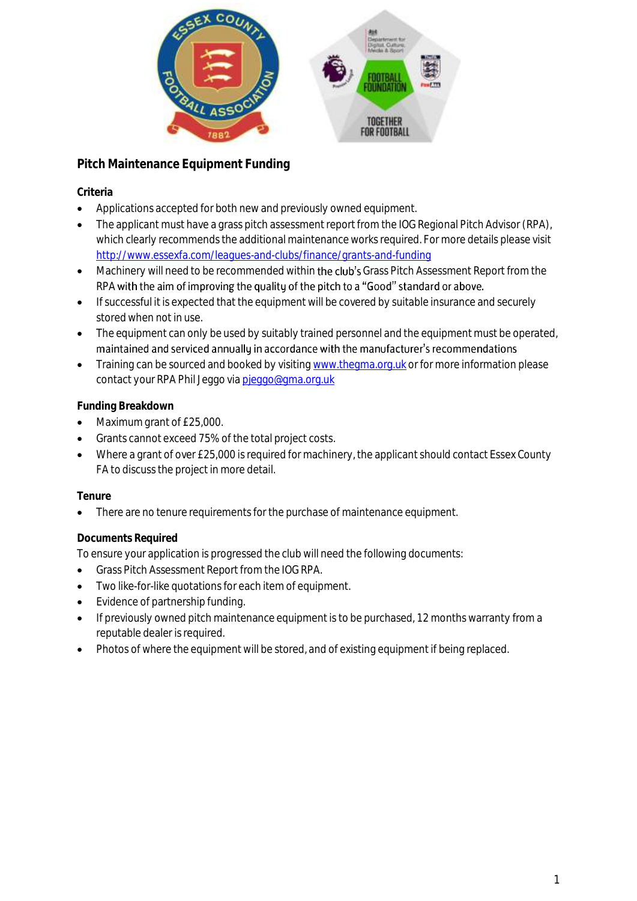## Pitch Maintenance Equipment Funding

### Criteria

- Applications accepted for both new and previously owned equipment.
- The applicant must have a grass pitch assessment report from the IOG Regional Pitch Advisor (RPA), which clearly recommends the additional maintenance works required. For more details please visit http://www.essexfa.com/leagues-and-clubs/finance/grants-and-funding
- Machinery will need to be recommended within the club's Grass Pitch Assessment Report from the RPA with the aim of improving the quality of the pitch to a "Good" standard or above.
- If successful it is expected that the equipment will be covered by suitable insurance and securely stored when not in use.
- The equipment can only be used by suitably trained personnel and the equipment must be operated, maintained and serviced annually in accordance with the manufacturer's recommendations
- Training can be sourced and booked by visiting www.thegma.org.uk or for more information please contact your RPA Phil Jeggo via pjeggo@gma.org.uk

### Funding Breakdown

- Maximum grant of £25,000.
- Grants cannot exceed 75% of the total project costs.
- Where a grant of over £25,000 is required for machinery, the applicant should contact Essex County FA to discuss the project in more detail.

### Tenure

- There are no tenure requirements for the purchase of maintenance equipment.

### Documents Required

To ensure your application is progressed the club will need the following documents:

- Grass Pitch Assessment Report from the IOG RPA.
- Two like-for-like quotations for each item of equipment.
- Evidence of partnership funding.
- If previously owned pitch maintenance equipment is to be purchased, 12 months warranty from a reputable dealer is required.
- Photos of where the equipment will be stored, and of existing equipment if being replaced.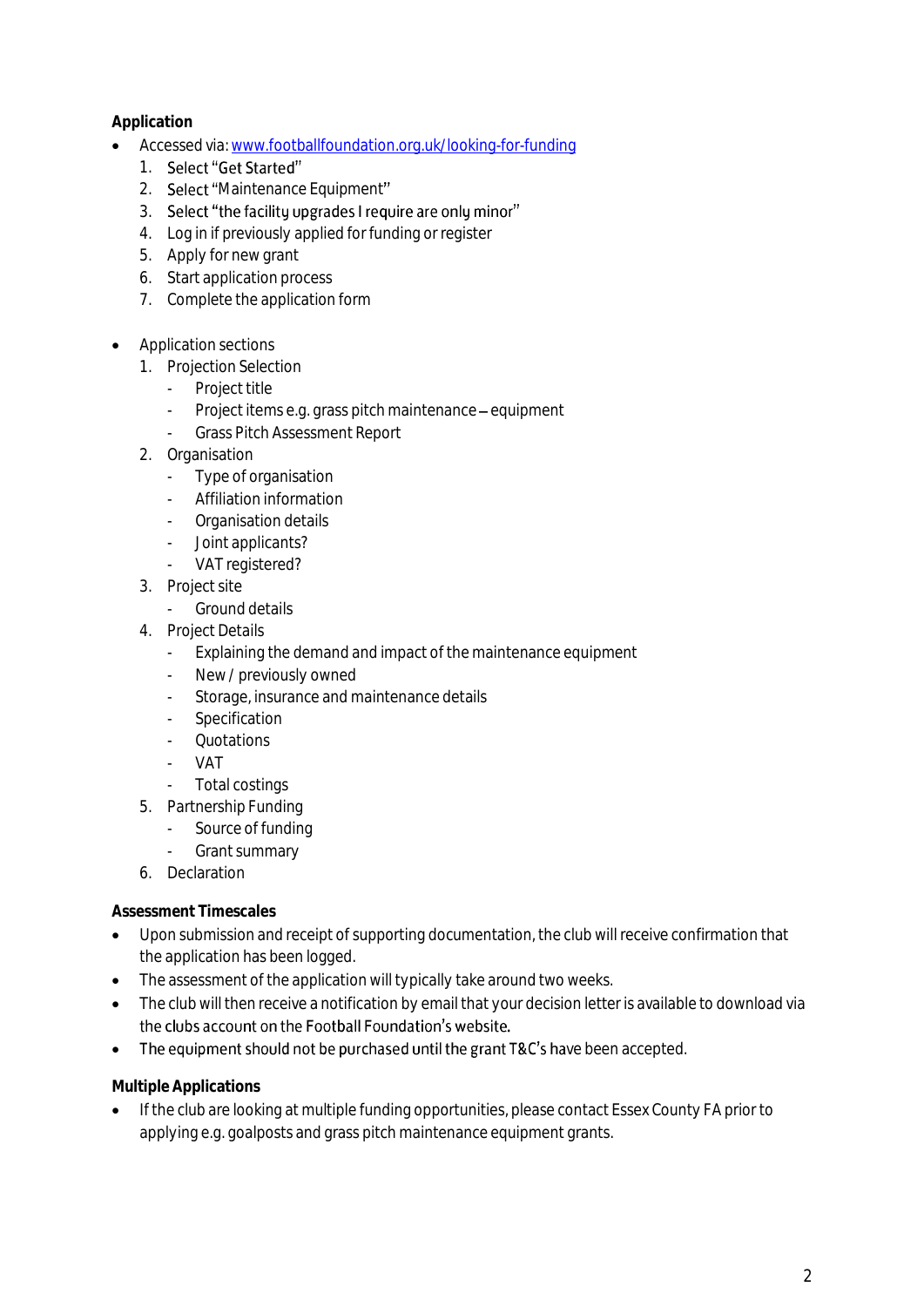**Application**

- Accessed via: [www.footballfoundation.org.uk/looking-for-funding](http://www.footballfoundation.org.uk/looking-for-funding)
  1. Select "Get Started"
  2. Select "Maintenance Equipment"
  3. Select "the facility upgrades I require are only minor"
  4. Log in if previously applied for funding or register
  5. Apply for new grant
  6. Start application process
  7. Complete the application form

- Application sections
  1. Projection Selection
     - Project title
     - Project items e.g. grass pitch maintenance – equipment
     - Grass Pitch Assessment Report
  2. Organisation
     - Type of organisation
     - Affiliation information
     - Organisation details
     - Joint applicants?
     - VAT registered?
  3. Project site
     - Ground details
  4. Project Details
     - Explaining the demand and impact of the maintenance equipment
     - New / previously owned
     - Storage, insurance and maintenance details
     - Specification
     - Quotations
     - VAT
     - Total costings
  5. Partnership Funding
     - Source of funding
     - Grant summary
  6. Declaration

**Assessment Timescales**

- Upon submission and receipt of supporting documentation, the club will receive confirmation that the application has been logged.
- The assessment of the application will typically take around two weeks.
- The club will then receive a notification by email that your decision letter is available to download via the clubs account on the Football Foundation's website.
- The equipment should not be purchased until the grant T&C's have been accepted.

**Multiple Applications**

- If the club are looking at multiple funding opportunities, please contact Essex County FA prior to applying e.g. goalposts and grass pitch maintenance equipment grants.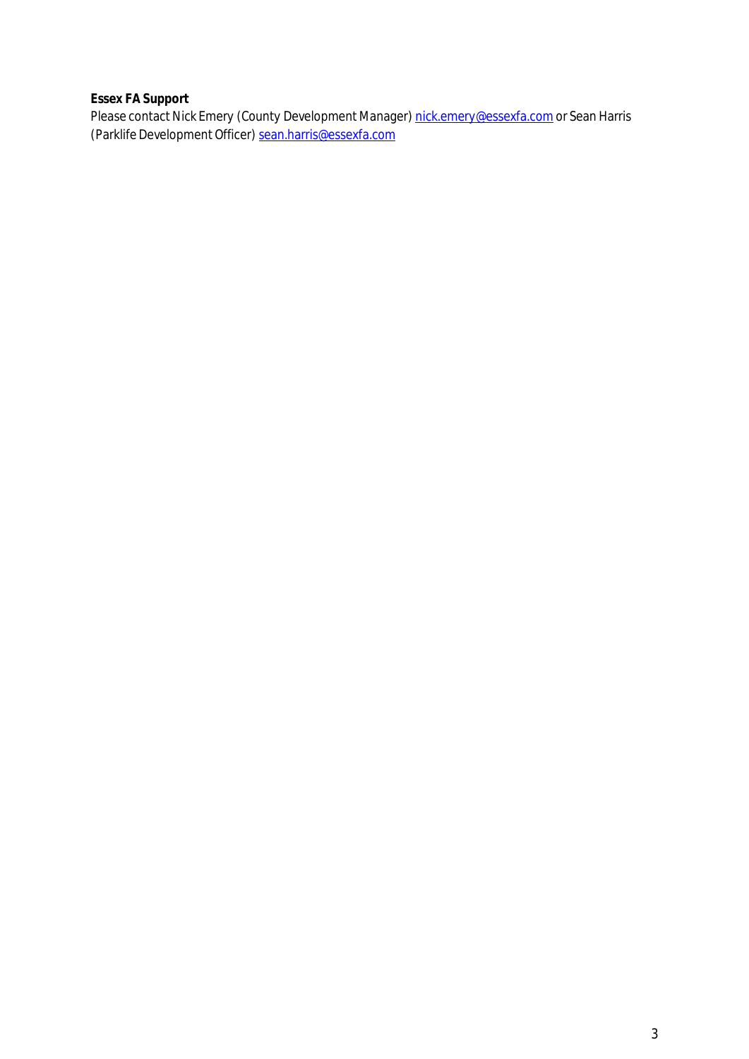**Essex FA Support**

Please contact Nick Emery (County Development Manager) nick.emery@essexfa.com or Sean Harris (Parklife Development Officer) sean.harris@essexfa.com